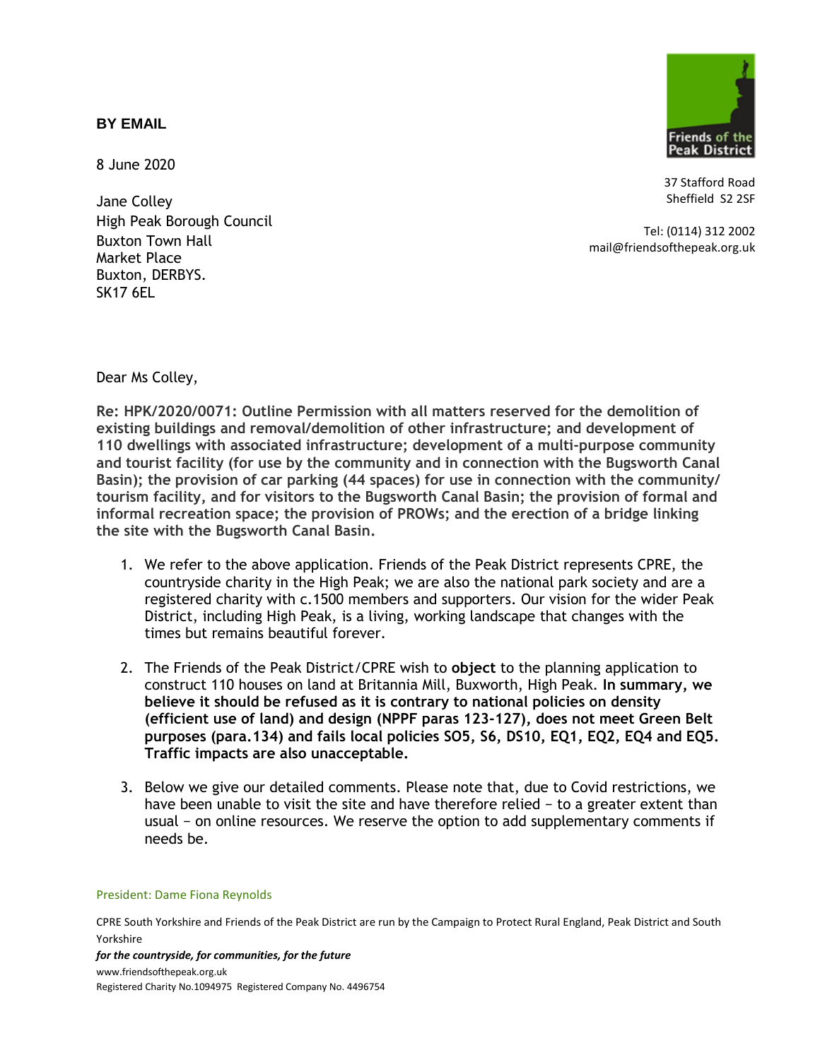**BY EMAIL**

8 June 2020

Jane Colley
High Peak Borough Council
Buxton Town Hall
Market Place
Buxton, DERBYS.
SK17 6EL

Friends of the Peak District

37 Stafford Road
Sheffield S2 2SF

Tel: (0114) 312 2002
mail@friendsofthepeak.org.uk

Dear Ms Colley,

**Re: HPK/2020/0071: Outline Permission with all matters reserved for the demolition of existing buildings and removal/demolition of other infrastructure; and development of 110 dwellings with associated infrastructure; development of a multi-purpose community and tourist facility (for use by the community and in connection with the Bugsworth Canal Basin); the provision of car parking (44 spaces) for use in connection with the community/ tourism facility, and for visitors to the Bugsworth Canal Basin; the provision of formal and informal recreation space; the provision of PROWs; and the erection of a bridge linking the site with the Bugsworth Canal Basin.**

1. We refer to the above application. Friends of the Peak District represents CPRE, the countryside charity in the High Peak; we are also the national park society and are a registered charity with c.1500 members and supporters. Our vision for the wider Peak District, including High Peak, is a living, working landscape that changes with the times but remains beautiful forever.

2. The Friends of the Peak District/CPRE wish to **object** to the planning application to construct 110 houses on land at Britannia Mill, Buxworth, High Peak. **In summary, we believe it should be refused as it is contrary to national policies on density (efficient use of land) and design (NPPF paras 123-127), does not meet Green Belt purposes (para.134) and fails local policies SO5, S6, DS10, EQ1, EQ2, EQ4 and EQ5. Traffic impacts are also unacceptable.**

3. Below we give our detailed comments. Please note that, due to Covid restrictions, we have been unable to visit the site and have therefore relied – to a greater extent than usual – on online resources. We reserve the option to add supplementary comments if needs be.

President: Dame Fiona Reynolds

CPRE South Yorkshire and Friends of the Peak District are run by the Campaign to Protect Rural England, Peak District and South Yorkshire

*for the countryside, for communities, for the future*

www.friendsofthepeak.org.uk

Registered Charity No.1094975 Registered Company No. 4496754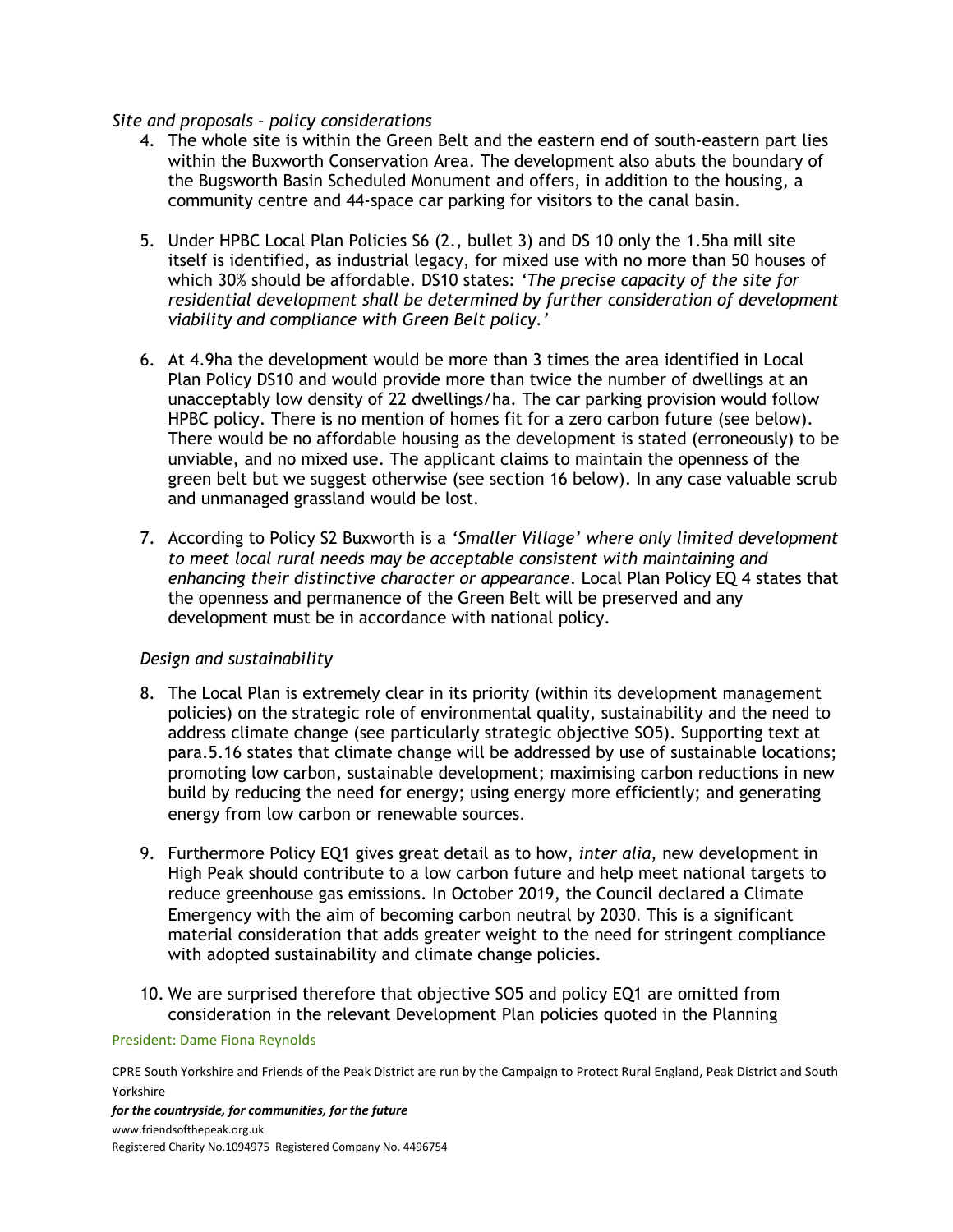*Site and proposals – policy considerations*

4. The whole site is within the Green Belt and the eastern end of south-eastern part lies within the Buxworth Conservation Area. The development also abuts the boundary of the Bugsworth Basin Scheduled Monument and offers, in addition to the housing, a community centre and 44-space car parking for visitors to the canal basin.

5. Under HPBC Local Plan Policies S6 (2., bullet 3) and DS 10 only the 1.5ha mill site itself is identified, as industrial legacy, for mixed use with no more than 50 houses of which 30% should be affordable. DS10 states: *'The precise capacity of the site for residential development shall be determined by further consideration of development viability and compliance with Green Belt policy.'*

6. At 4.9ha the development would be more than 3 times the area identified in Local Plan Policy DS10 and would provide more than twice the number of dwellings at an unacceptably low density of 22 dwellings/ha. The car parking provision would follow HPBC policy. There is no mention of homes fit for a zero carbon future (see below). There would be no affordable housing as the development is stated (erroneously) to be unviable, and no mixed use. The applicant claims to maintain the openness of the green belt but we suggest otherwise (see section 16 below). In any case valuable scrub and unmanaged grassland would be lost.

7. According to Policy S2 Buxworth is a *'Smaller Village' where only limited development to meet local rural needs may be acceptable consistent with maintaining and enhancing their distinctive character or appearance*. Local Plan Policy EQ 4 states that the openness and permanence of the Green Belt will be preserved and any development must be in accordance with national policy.

*Design and sustainability*

8. The Local Plan is extremely clear in its priority (within its development management policies) on the strategic role of environmental quality, sustainability and the need to address climate change (see particularly strategic objective SO5). Supporting text at para.5.16 states that climate change will be addressed by use of sustainable locations; promoting low carbon, sustainable development; maximising carbon reductions in new build by reducing the need for energy; using energy more efficiently; and generating energy from low carbon or renewable sources.

9. Furthermore Policy EQ1 gives great detail as to how, *inter alia*, new development in High Peak should contribute to a low carbon future and help meet national targets to reduce greenhouse gas emissions. In October 2019, the Council declared a Climate Emergency with the aim of becoming carbon neutral by 2030. This is a significant material consideration that adds greater weight to the need for stringent compliance with adopted sustainability and climate change policies.

10. We are surprised therefore that objective SO5 and policy EQ1 are omitted from consideration in the relevant Development Plan policies quoted in the Planning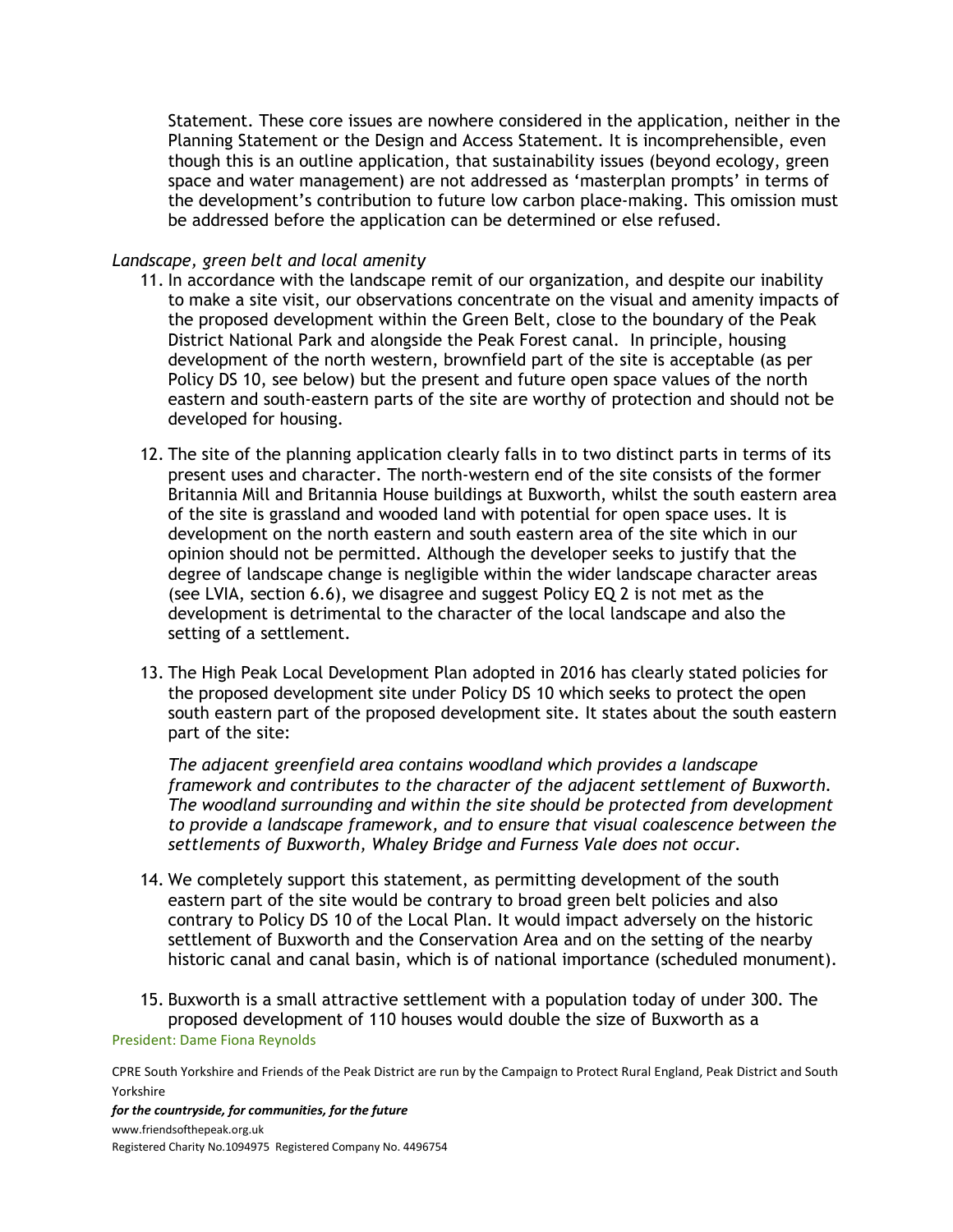Statement. These core issues are nowhere considered in the application, neither in the Planning Statement or the Design and Access Statement. It is incomprehensible, even though this is an outline application, that sustainability issues (beyond ecology, green space and water management) are not addressed as 'masterplan prompts' in terms of the development's contribution to future low carbon place-making. This omission must be addressed before the application can be determined or else refused.

*Landscape, green belt and local amenity*

11. In accordance with the landscape remit of our organization, and despite our inability to make a site visit, our observations concentrate on the visual and amenity impacts of the proposed development within the Green Belt, close to the boundary of the Peak District National Park and alongside the Peak Forest canal. In principle, housing development of the north western, brownfield part of the site is acceptable (as per Policy DS 10, see below) but the present and future open space values of the north eastern and south-eastern parts of the site are worthy of protection and should not be developed for housing.

12. The site of the planning application clearly falls in to two distinct parts in terms of its present uses and character. The north-western end of the site consists of the former Britannia Mill and Britannia House buildings at Buxworth, whilst the south eastern area of the site is grassland and wooded land with potential for open space uses. It is development on the north eastern and south eastern area of the site which in our opinion should not be permitted. Although the developer seeks to justify that the degree of landscape change is negligible within the wider landscape character areas (see LVIA, section 6.6), we disagree and suggest Policy EQ 2 is not met as the development is detrimental to the character of the local landscape and also the setting of a settlement.

13. The High Peak Local Development Plan adopted in 2016 has clearly stated policies for the proposed development site under Policy DS 10 which seeks to protect the open south eastern part of the proposed development site. It states about the south eastern part of the site:

    *The adjacent greenfield area contains woodland which provides a landscape framework and contributes to the character of the adjacent settlement of Buxworth. The woodland surrounding and within the site should be protected from development to provide a landscape framework, and to ensure that visual coalescence between the settlements of Buxworth, Whaley Bridge and Furness Vale does not occur.*

14. We completely support this statement, as permitting development of the south eastern part of the site would be contrary to broad green belt policies and also contrary to Policy DS 10 of the Local Plan. It would impact adversely on the historic settlement of Buxworth and the Conservation Area and on the setting of the nearby historic canal and canal basin, which is of national importance (scheduled monument).

15. Buxworth is a small attractive settlement with a population today of under 300. The proposed development of 110 houses would double the size of Buxworth as a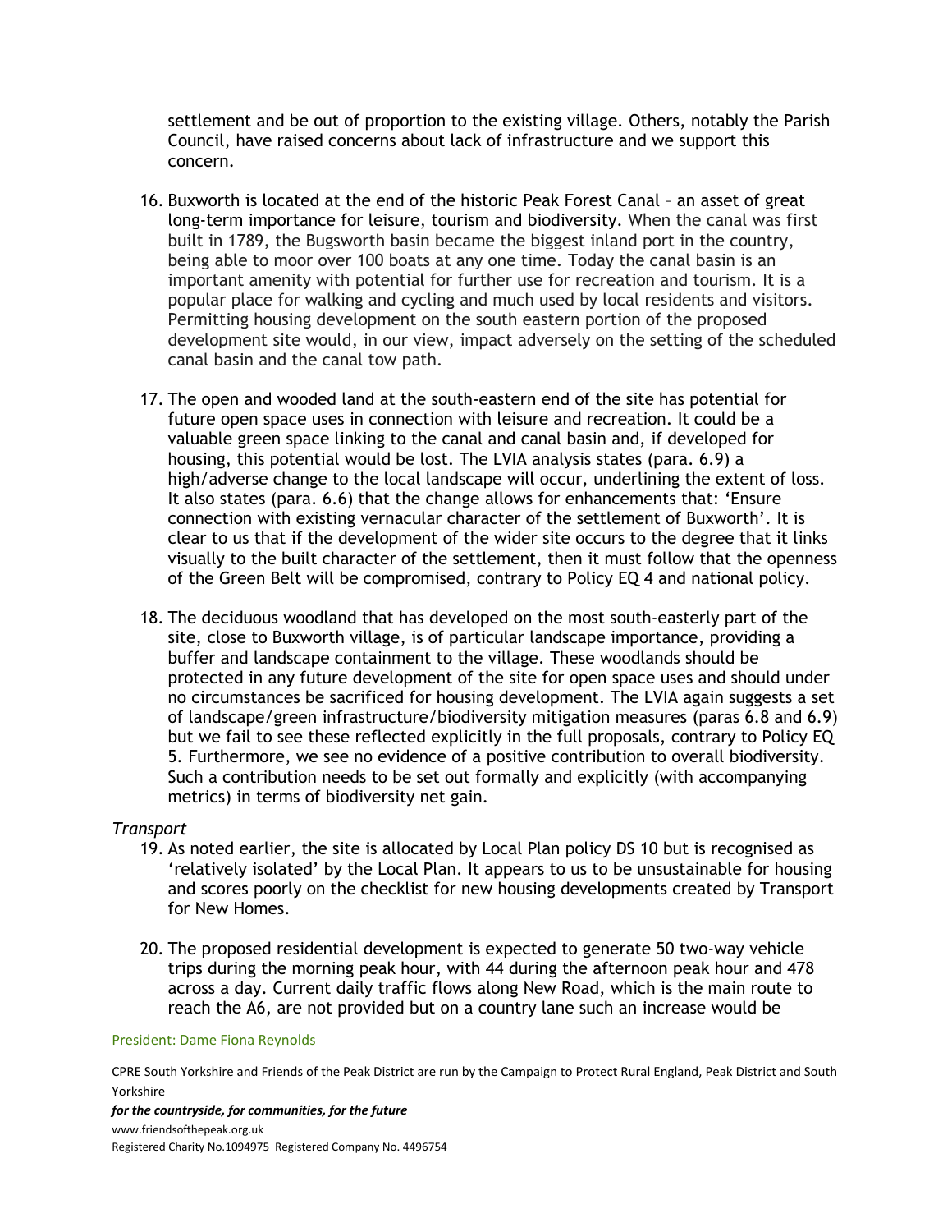settlement and be out of proportion to the existing village. Others, notably the Parish Council, have raised concerns about lack of infrastructure and we support this concern.

16. Buxworth is located at the end of the historic Peak Forest Canal – an asset of great long-term importance for leisure, tourism and biodiversity. When the canal was first built in 1789, the Bugsworth basin became the biggest inland port in the country, being able to moor over 100 boats at any one time. Today the canal basin is an important amenity with potential for further use for recreation and tourism. It is a popular place for walking and cycling and much used by local residents and visitors. Permitting housing development on the south eastern portion of the proposed development site would, in our view, impact adversely on the setting of the scheduled canal basin and the canal tow path.

17. The open and wooded land at the south-eastern end of the site has potential for future open space uses in connection with leisure and recreation. It could be a valuable green space linking to the canal and canal basin and, if developed for housing, this potential would be lost. The LVIA analysis states (para. 6.9) a high/adverse change to the local landscape will occur, underlining the extent of loss. It also states (para. 6.6) that the change allows for enhancements that: 'Ensure connection with existing vernacular character of the settlement of Buxworth'. It is clear to us that if the development of the wider site occurs to the degree that it links visually to the built character of the settlement, then it must follow that the openness of the Green Belt will be compromised, contrary to Policy EQ 4 and national policy.

18. The deciduous woodland that has developed on the most south-easterly part of the site, close to Buxworth village, is of particular landscape importance, providing a buffer and landscape containment to the village. These woodlands should be protected in any future development of the site for open space uses and should under no circumstances be sacrificed for housing development. The LVIA again suggests a set of landscape/green infrastructure/biodiversity mitigation measures (paras 6.8 and 6.9) but we fail to see these reflected explicitly in the full proposals, contrary to Policy EQ 5. Furthermore, we see no evidence of a positive contribution to overall biodiversity. Such a contribution needs to be set out formally and explicitly (with accompanying metrics) in terms of biodiversity net gain.

*Transport*

19. As noted earlier, the site is allocated by Local Plan policy DS 10 but is recognised as 'relatively isolated' by the Local Plan. It appears to us to be unsustainable for housing and scores poorly on the checklist for new housing developments created by Transport for New Homes.

20. The proposed residential development is expected to generate 50 two-way vehicle trips during the morning peak hour, with 44 during the afternoon peak hour and 478 across a day. Current daily traffic flows along New Road, which is the main route to reach the A6, are not provided but on a country lane such an increase would be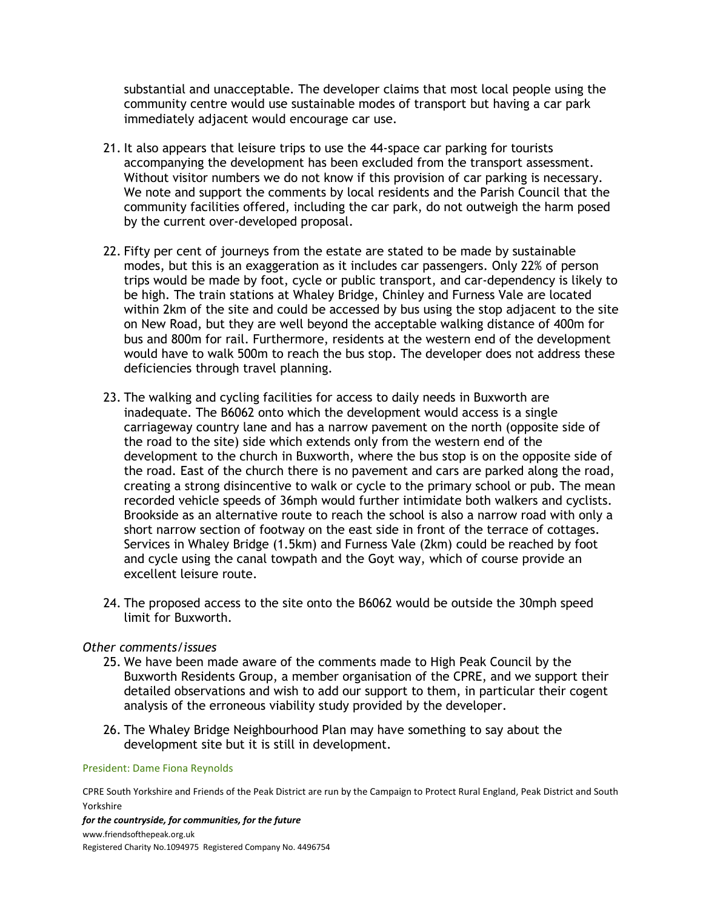substantial and unacceptable. The developer claims that most local people using the community centre would use sustainable modes of transport but having a car park immediately adjacent would encourage car use.

21. It also appears that leisure trips to use the 44-space car parking for tourists accompanying the development has been excluded from the transport assessment. Without visitor numbers we do not know if this provision of car parking is necessary. We note and support the comments by local residents and the Parish Council that the community facilities offered, including the car park, do not outweigh the harm posed by the current over-developed proposal.

22. Fifty per cent of journeys from the estate are stated to be made by sustainable modes, but this is an exaggeration as it includes car passengers. Only 22% of person trips would be made by foot, cycle or public transport, and car-dependency is likely to be high. The train stations at Whaley Bridge, Chinley and Furness Vale are located within 2km of the site and could be accessed by bus using the stop adjacent to the site on New Road, but they are well beyond the acceptable walking distance of 400m for bus and 800m for rail. Furthermore, residents at the western end of the development would have to walk 500m to reach the bus stop. The developer does not address these deficiencies through travel planning.

23. The walking and cycling facilities for access to daily needs in Buxworth are inadequate. The B6062 onto which the development would access is a single carriageway country lane and has a narrow pavement on the north (opposite side of the road to the site) side which extends only from the western end of the development to the church in Buxworth, where the bus stop is on the opposite side of the road. East of the church there is no pavement and cars are parked along the road, creating a strong disincentive to walk or cycle to the primary school or pub. The mean recorded vehicle speeds of 36mph would further intimidate both walkers and cyclists. Brookside as an alternative route to reach the school is also a narrow road with only a short narrow section of footway on the east side in front of the terrace of cottages. Services in Whaley Bridge (1.5km) and Furness Vale (2km) could be reached by foot and cycle using the canal towpath and the Goyt way, which of course provide an excellent leisure route.

24. The proposed access to the site onto the B6062 would be outside the 30mph speed limit for Buxworth.

*Other comments/issues*

25. We have been made aware of the comments made to High Peak Council by the Buxworth Residents Group, a member organisation of the CPRE, and we support their detailed observations and wish to add our support to them, in particular their cogent analysis of the erroneous viability study provided by the developer.

26. The Whaley Bridge Neighbourhood Plan may have something to say about the development site but it is still in development.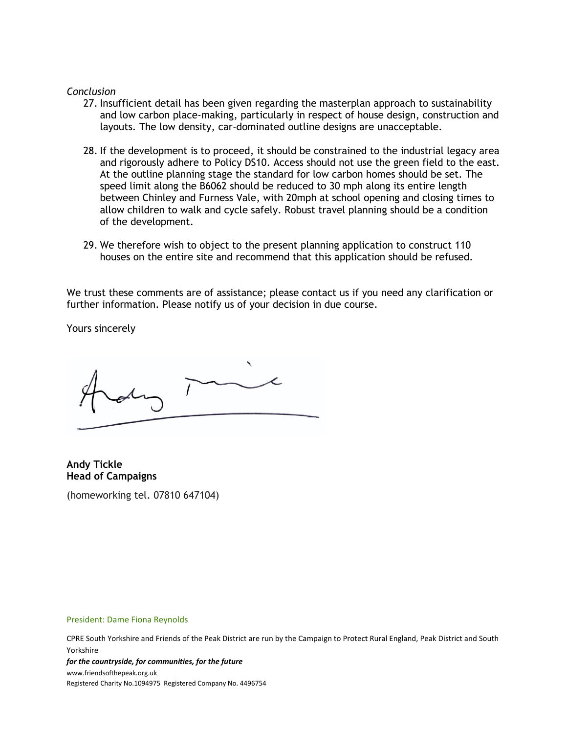*Conclusion*

27. Insufficient detail has been given regarding the masterplan approach to sustainability and low carbon place-making, particularly in respect of house design, construction and layouts. The low density, car-dominated outline designs are unacceptable.

28. If the development is to proceed, it should be constrained to the industrial legacy area and rigorously adhere to Policy DS10. Access should not use the green field to the east. At the outline planning stage the standard for low carbon homes should be set. The speed limit along the B6062 should be reduced to 30 mph along its entire length between Chinley and Furness Vale, with 20mph at school opening and closing times to allow children to walk and cycle safely. Robust travel planning should be a condition of the development.

29. We therefore wish to object to the present planning application to construct 110 houses on the entire site and recommend that this application should be refused.

We trust these comments are of assistance; please contact us if you need any clarification or further information. Please notify us of your decision in due course.

Yours sincerely

**Andy Tickle**
**Head of Campaigns**

(homeworking tel. 07810 647104)

President: Dame Fiona Reynolds

CPRE South Yorkshire and Friends of the Peak District are run by the Campaign to Protect Rural England, Peak District and South Yorkshire

***for the countryside, for communities, for the future***

www.friendsofthepeak.org.uk

Registered Charity No.1094975 Registered Company No. 4496754